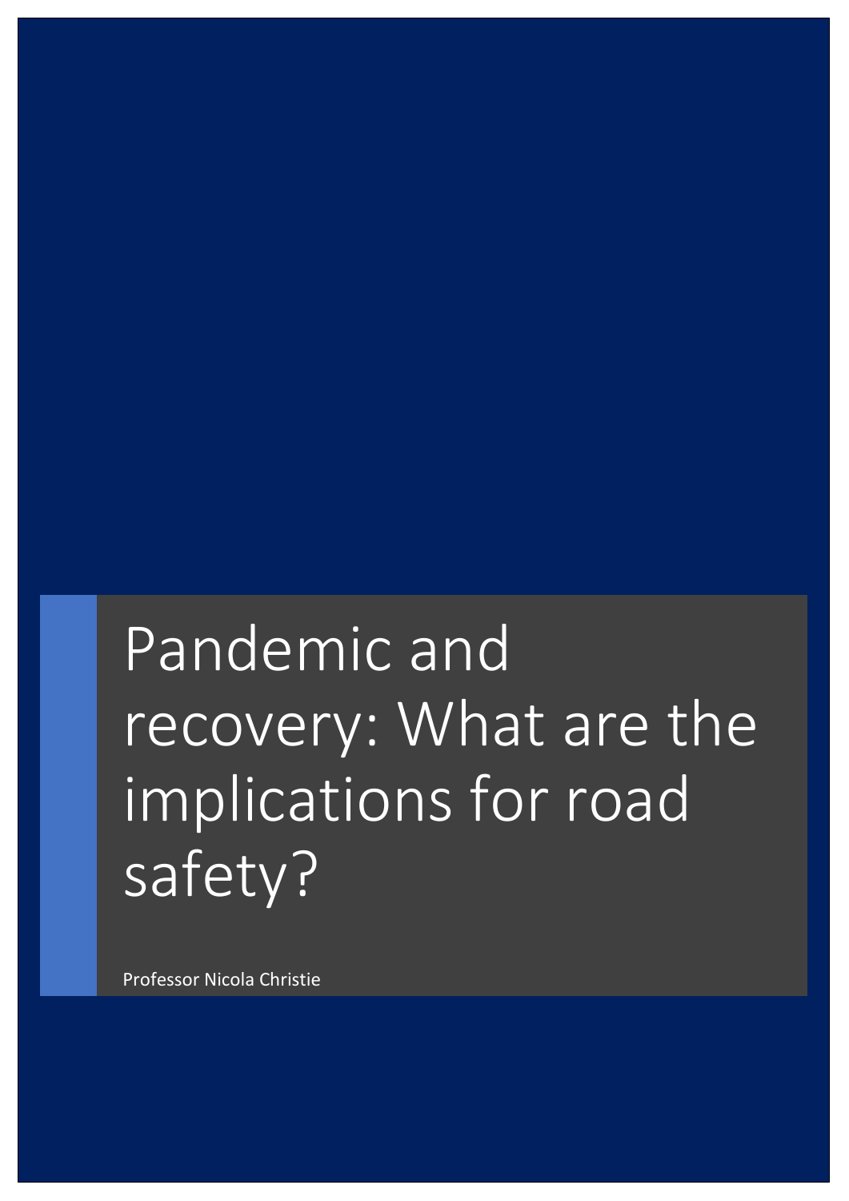# Pandemic and recovery: What are the implications for road safety?

Professor Nicola Christie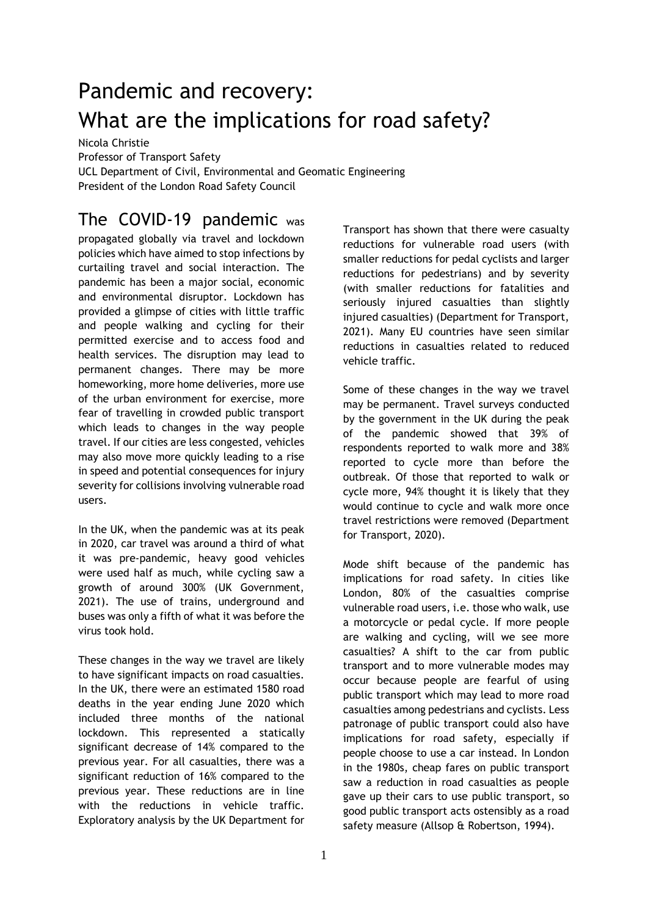# Pandemic and recovery: What are the implications for road safety?

Nicola Christie
Professor of Transport Safety
UCL Department of Civil, Environmental and Geomatic Engineering
President of the London Road Safety Council

## The COVID-19 pandemic was

propagated globally via travel and lockdown policies which have aimed to stop infections by curtailing travel and social interaction. The pandemic has been a major social, economic and environmental disruptor. Lockdown has provided a glimpse of cities with little traffic and people walking and cycling for their permitted exercise and to access food and health services. The disruption may lead to permanent changes. There may be more homeworking, more home deliveries, more use of the urban environment for exercise, more fear of travelling in crowded public transport which leads to changes in the way people travel. If our cities are less congested, vehicles may also move more quickly leading to a rise in speed and potential consequences for injury severity for collisions involving vulnerable road users.

In the UK, when the pandemic was at its peak in 2020, car travel was around a third of what it was pre-pandemic, heavy good vehicles were used half as much, while cycling saw a growth of around 300% (UK Government, 2021). The use of trains, underground and buses was only a fifth of what it was before the virus took hold.

These changes in the way we travel are likely to have significant impacts on road casualties. In the UK, there were an estimated 1580 road deaths in the year ending June 2020 which included three months of the national lockdown. This represented a statically significant decrease of 14% compared to the previous year. For all casualties, there was a significant reduction of 16% compared to the previous year. These reductions are in line with the reductions in vehicle traffic. Exploratory analysis by the UK Department for Transport has shown that there were casualty reductions for vulnerable road users (with smaller reductions for pedal cyclists and larger reductions for pedestrians) and by severity (with smaller reductions for fatalities and seriously injured casualties than slightly injured casualties) (Department for Transport, 2021). Many EU countries have seen similar reductions in casualties related to reduced vehicle traffic.

Some of these changes in the way we travel may be permanent. Travel surveys conducted by the government in the UK during the peak of the pandemic showed that 39% of respondents reported to walk more and 38% reported to cycle more than before the outbreak. Of those that reported to walk or cycle more, 94% thought it is likely that they would continue to cycle and walk more once travel restrictions were removed (Department for Transport, 2020).

Mode shift because of the pandemic has implications for road safety. In cities like London, 80% of the casualties comprise vulnerable road users, i.e. those who walk, use a motorcycle or pedal cycle. If more people are walking and cycling, will we see more casualties? A shift to the car from public transport and to more vulnerable modes may occur because people are fearful of using public transport which may lead to more road casualties among pedestrians and cyclists. Less patronage of public transport could also have implications for road safety, especially if people choose to use a car instead. In London in the 1980s, cheap fares on public transport saw a reduction in road casualties as people gave up their cars to use public transport, so good public transport acts ostensibly as a road safety measure (Allsop & Robertson, 1994).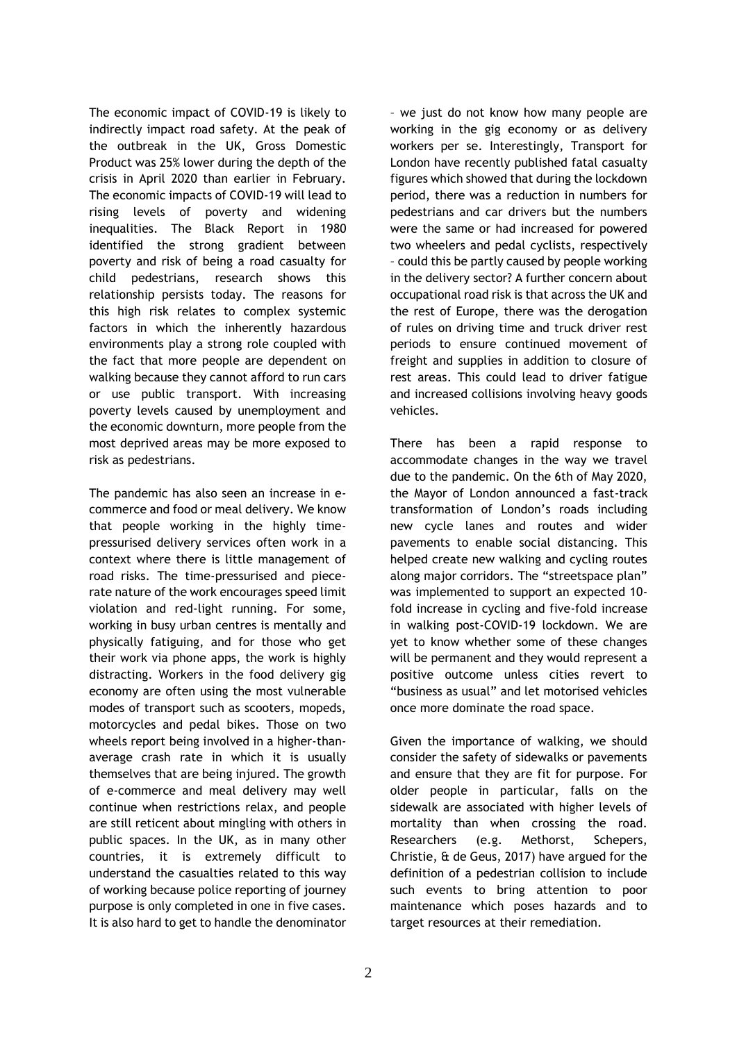The economic impact of COVID-19 is likely to indirectly impact road safety. At the peak of the outbreak in the UK, Gross Domestic Product was 25% lower during the depth of the crisis in April 2020 than earlier in February. The economic impacts of COVID-19 will lead to rising levels of poverty and widening inequalities. The Black Report in 1980 identified the strong gradient between poverty and risk of being a road casualty for child pedestrians, research shows this relationship persists today. The reasons for this high risk relates to complex systemic factors in which the inherently hazardous environments play a strong role coupled with the fact that more people are dependent on walking because they cannot afford to run cars or use public transport. With increasing poverty levels caused by unemployment and the economic downturn, more people from the most deprived areas may be more exposed to risk as pedestrians.

The pandemic has also seen an increase in e-commerce and food or meal delivery. We know that people working in the highly time-pressurised delivery services often work in a context where there is little management of road risks. The time-pressurised and piece-rate nature of the work encourages speed limit violation and red-light running. For some, working in busy urban centres is mentally and physically fatiguing, and for those who get their work via phone apps, the work is highly distracting. Workers in the food delivery gig economy are often using the most vulnerable modes of transport such as scooters, mopeds, motorcycles and pedal bikes. Those on two wheels report being involved in a higher-than-average crash rate in which it is usually themselves that are being injured. The growth of e-commerce and meal delivery may well continue when restrictions relax, and people are still reticent about mingling with others in public spaces. In the UK, as in many other countries, it is extremely difficult to understand the casualties related to this way of working because police reporting of journey purpose is only completed in one in five cases. It is also hard to get to handle the denominator – we just do not know how many people are working in the gig economy or as delivery workers per se. Interestingly, Transport for London have recently published fatal casualty figures which showed that during the lockdown period, there was a reduction in numbers for pedestrians and car drivers but the numbers were the same or had increased for powered two wheelers and pedal cyclists, respectively – could this be partly caused by people working in the delivery sector? A further concern about occupational road risk is that across the UK and the rest of Europe, there was the derogation of rules on driving time and truck driver rest periods to ensure continued movement of freight and supplies in addition to closure of rest areas. This could lead to driver fatigue and increased collisions involving heavy goods vehicles.

There has been a rapid response to accommodate changes in the way we travel due to the pandemic. On the 6th of May 2020, the Mayor of London announced a fast-track transformation of London's roads including new cycle lanes and routes and wider pavements to enable social distancing. This helped create new walking and cycling routes along major corridors. The "streetspace plan" was implemented to support an expected 10-fold increase in cycling and five-fold increase in walking post-COVID-19 lockdown. We are yet to know whether some of these changes will be permanent and they would represent a positive outcome unless cities revert to "business as usual" and let motorised vehicles once more dominate the road space.

Given the importance of walking, we should consider the safety of sidewalks or pavements and ensure that they are fit for purpose. For older people in particular, falls on the sidewalk are associated with higher levels of mortality than when crossing the road. Researchers (e.g. Methorst, Schepers, Christie, & de Geus, 2017) have argued for the definition of a pedestrian collision to include such events to bring attention to poor maintenance which poses hazards and to target resources at their remediation.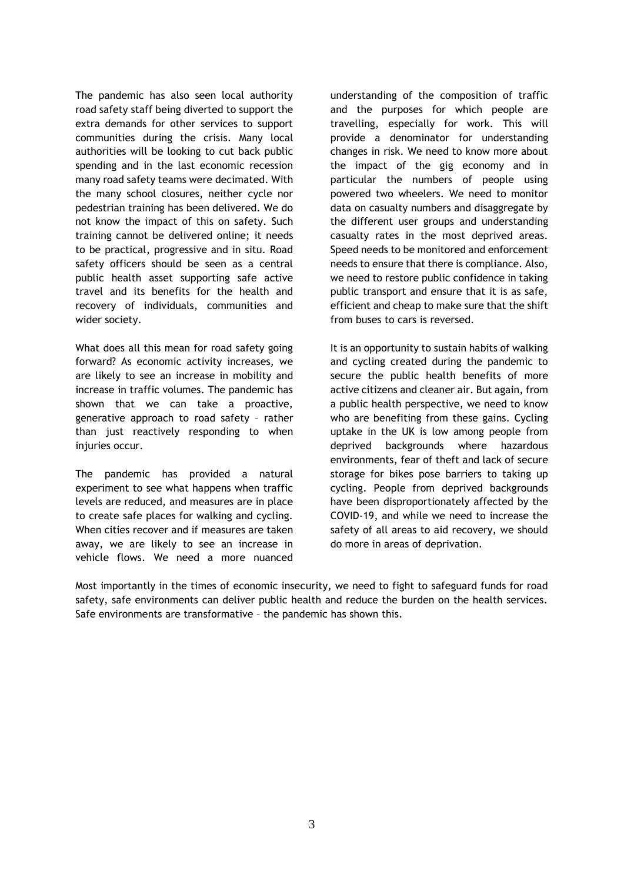The pandemic has also seen local authority road safety staff being diverted to support the extra demands for other services to support communities during the crisis. Many local authorities will be looking to cut back public spending and in the last economic recession many road safety teams were decimated. With the many school closures, neither cycle nor pedestrian training has been delivered. We do not know the impact of this on safety. Such training cannot be delivered online; it needs to be practical, progressive and in situ. Road safety officers should be seen as a central public health asset supporting safe active travel and its benefits for the health and recovery of individuals, communities and wider society.

What does all this mean for road safety going forward? As economic activity increases, we are likely to see an increase in mobility and increase in traffic volumes. The pandemic has shown that we can take a proactive, generative approach to road safety – rather than just reactively responding to when injuries occur.

The pandemic has provided a natural experiment to see what happens when traffic levels are reduced, and measures are in place to create safe places for walking and cycling. When cities recover and if measures are taken away, we are likely to see an increase in vehicle flows. We need a more nuanced understanding of the composition of traffic and the purposes for which people are travelling, especially for work. This will provide a denominator for understanding changes in risk. We need to know more about the impact of the gig economy and in particular the numbers of people using powered two wheelers. We need to monitor data on casualty numbers and disaggregate by the different user groups and understanding casualty rates in the most deprived areas. Speed needs to be monitored and enforcement needs to ensure that there is compliance. Also, we need to restore public confidence in taking public transport and ensure that it is as safe, efficient and cheap to make sure that the shift from buses to cars is reversed.

It is an opportunity to sustain habits of walking and cycling created during the pandemic to secure the public health benefits of more active citizens and cleaner air. But again, from a public health perspective, we need to know who are benefiting from these gains. Cycling uptake in the UK is low among people from deprived backgrounds where hazardous environments, fear of theft and lack of secure storage for bikes pose barriers to taking up cycling. People from deprived backgrounds have been disproportionately affected by the COVID-19, and while we need to increase the safety of all areas to aid recovery, we should do more in areas of deprivation.

Most importantly in the times of economic insecurity, we need to fight to safeguard funds for road safety, safe environments can deliver public health and reduce the burden on the health services. Safe environments are transformative – the pandemic has shown this.